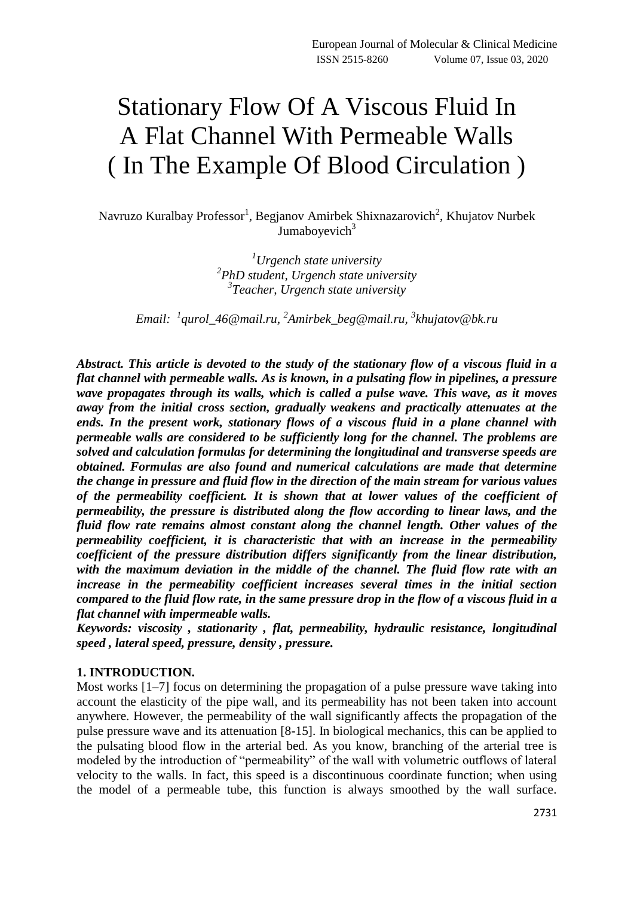# Stationary Flow Of A Viscous Fluid In A Flat Channel With Permeable Walls ( In The Example Of Blood Circulation )

Navruzo Kuralbay Professor[1], Begjanov Amirbek Shixnazarovich[2], Khujatov Nurbek Jumaboyevich[3]

[1]*Urgench state university*
[2]*PhD student, Urgench state university*
[3]*Teacher, Urgench state university*

*Email: [1]qurol_46@mail.ru, [2]Amirbek_beg@mail.ru, [3]khujatov@bk.ru*

***Abstract. This article is devoted to the study of the stationary flow of a viscous fluid in a flat channel with permeable walls. As is known, in a pulsating flow in pipelines, a pressure wave propagates through its walls, which is called a pulse wave. This wave, as it moves away from the initial cross section, gradually weakens and practically attenuates at the ends. In the present work, stationary flows of a viscous fluid in a plane channel with permeable walls are considered to be sufficiently long for the channel. The problems are solved and calculation formulas for determining the longitudinal and transverse speeds are obtained. Formulas are also found and numerical calculations are made that determine the change in pressure and fluid flow in the direction of the main stream for various values of the permeability coefficient. It is shown that at lower values of the coefficient of permeability, the pressure is distributed along the flow according to linear laws, and the fluid flow rate remains almost constant along the channel length. Other values of the permeability coefficient, it is characteristic that with an increase in the permeability coefficient of the pressure distribution differs significantly from the linear distribution, with the maximum deviation in the middle of the channel. The fluid flow rate with an increase in the permeability coefficient increases several times in the initial section compared to the fluid flow rate, in the same pressure drop in the flow of a viscous fluid in a flat channel with impermeable walls.***

***Keywords: viscosity , stationarity , flat, permeability, hydraulic resistance, longitudinal speed , lateral speed, pressure, density , pressure.***

## 1. INTRODUCTION.

Most works [1–7] focus on determining the propagation of a pulse pressure wave taking into account the elasticity of the pipe wall, and its permeability has not been taken into account anywhere. However, the permeability of the wall significantly affects the propagation of the pulse pressure wave and its attenuation [8-15]. In biological mechanics, this can be applied to the pulsating blood flow in the arterial bed. As you know, branching of the arterial tree is modeled by the introduction of "permeability" of the wall with volumetric outflows of lateral velocity to the walls. In fact, this speed is a discontinuous coordinate function; when using the model of a permeable tube, this function is always smoothed by the wall surface.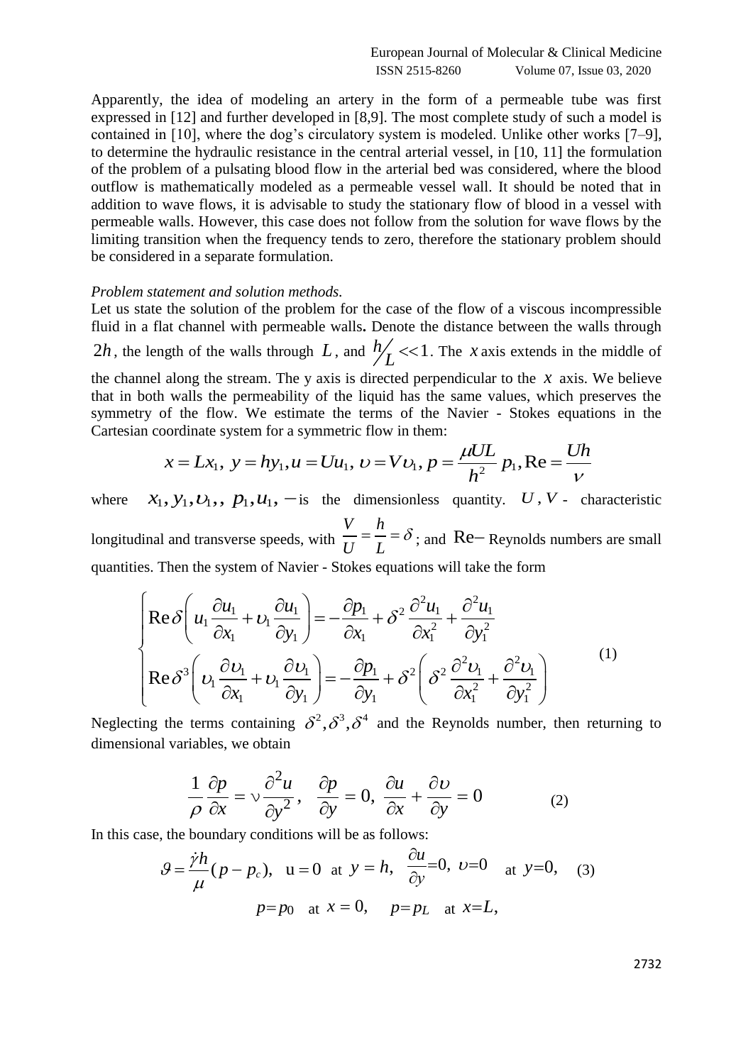Apparently, the idea of modeling an artery in the form of a permeable tube was first expressed in [12] and further developed in [8,9]. The most complete study of such a model is contained in [10], where the dog's circulatory system is modeled. Unlike other works [7–9], to determine the hydraulic resistance in the central arterial vessel, in [10, 11] the formulation of the problem of a pulsating blood flow in the arterial bed was considered, where the blood outflow is mathematically modeled as a permeable vessel wall. It should be noted that in addition to wave flows, it is advisable to study the stationary flow of blood in a vessel with permeable walls. However, this case does not follow from the solution for wave flows by the limiting transition when the frequency tends to zero, therefore the stationary problem should be considered in a separate formulation.

*Problem statement and solution methods.*

Let us state the solution of the problem for the case of the flow of a viscous incompressible fluid in a flat channel with permeable walls**.** Denote the distance between the walls through $2h$, the length of the walls through $L$, and $h/L << 1$. The $x$ axis extends in the middle of the channel along the stream. The y axis is directed perpendicular to the $x$ axis. We believe that in both walls the permeability of the liquid has the same values, which preserves the symmetry of the flow. We estimate the terms of the Navier - Stokes equations in the Cartesian coordinate system for a symmetric flow in them:

$$x = Lx_1,\; y = hy_1, u = Uu_1,\; \upsilon = V\upsilon_1,\; p = \frac{\mu UL}{h^2}p_1, \mathrm{Re} = \frac{Uh}{\nu}$$

where $x_1, y_1, \upsilon_1,, p_1, u_1,$ − is the dimensionless quantity. $U, V$ - characteristic longitudinal and transverse speeds, with $\frac{V}{U} = \frac{h}{L} = \delta$; and $\mathrm{Re}$− Reynolds numbers are small quantities. Then the system of Navier - Stokes equations will take the form

$$\begin{cases} \mathrm{Re}\,\delta\left(u_1\dfrac{\partial u_1}{\partial x_1} + \upsilon_1\dfrac{\partial u_1}{\partial y_1}\right) = -\dfrac{\partial p_1}{\partial x_1} + \delta^2\dfrac{\partial^2 u_1}{\partial x_1^2} + \dfrac{\partial^2 u_1}{\partial y_1^2} \\ \mathrm{Re}\,\delta^3\left(\upsilon_1\dfrac{\partial \upsilon_1}{\partial x_1} + \upsilon_1\dfrac{\partial \upsilon_1}{\partial y_1}\right) = -\dfrac{\partial p_1}{\partial y_1} + \delta^2\left(\delta^2\dfrac{\partial^2 \upsilon_1}{\partial x_1^2} + \dfrac{\partial^2 \upsilon_1}{\partial y_1^2}\right) \end{cases} \tag{1}$$

Neglecting the terms containing $\delta^2, \delta^3, \delta^4$ and the Reynolds number, then returning to dimensional variables, we obtain

$$\frac{1}{\rho}\frac{\partial p}{\partial x} = \nu\frac{\partial^2 u}{\partial y^2},\quad \frac{\partial p}{\partial y} = 0,\; \frac{\partial u}{\partial x} + \frac{\partial \upsilon}{\partial y} = 0 \tag{2}$$

In this case, the boundary conditions will be as follows:

$$\vartheta = \frac{\dot{\gamma}h}{\mu}(p - p_c),\quad \mathrm{u} = 0 \;\text{ at }\; y = h,\;\; \frac{\partial u}{\partial y} = 0,\; \upsilon = 0 \;\;\text{ at }\; y = 0, \tag{3}$$

$$p = p_0 \;\text{ at }\; x = 0, \quad p = p_L \;\text{ at }\; x = L,$$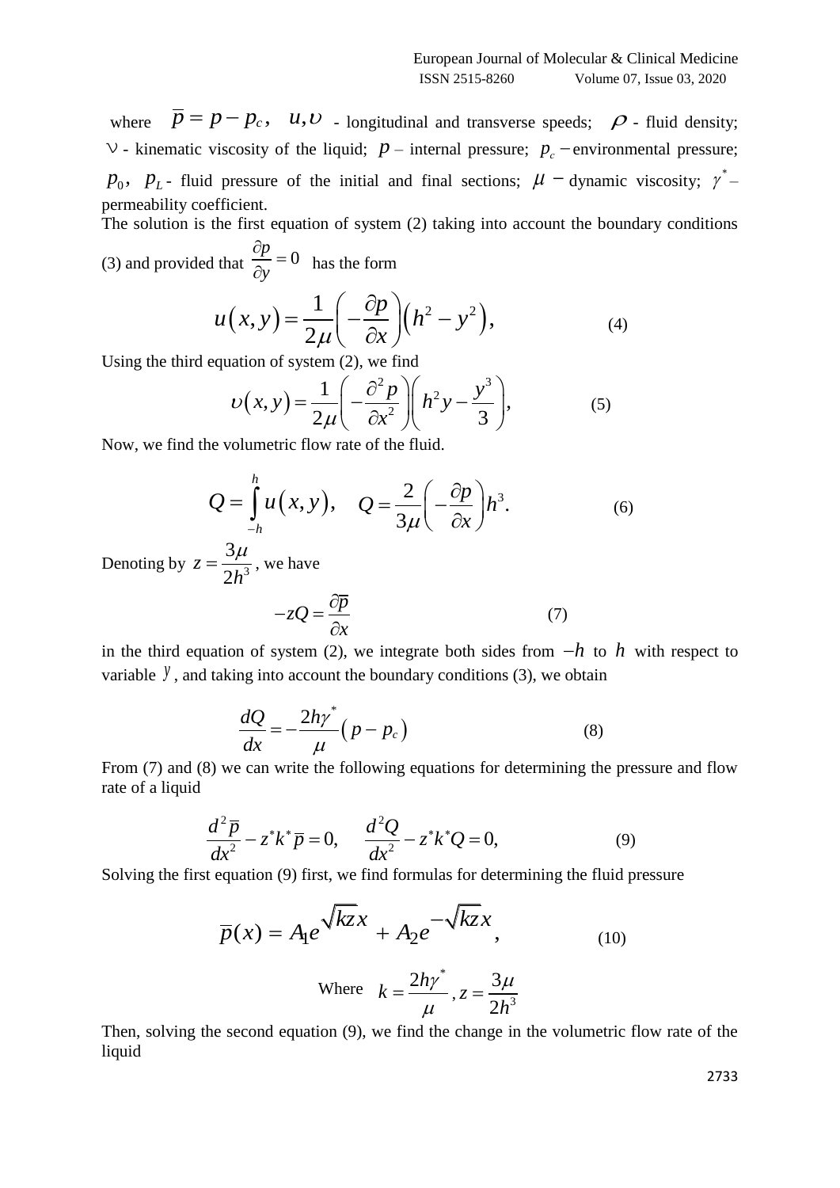where $\overline{p} = p - p_c$, $u, \upsilon$ - longitudinal and transverse speeds; $\rho$ - fluid density; $\nu$ - kinematic viscosity of the liquid; $p$ – internal pressure; $p_c$ – environmental pressure; $p_0$, $p_L$ - fluid pressure of the initial and final sections; $\mu$ – dynamic viscosity; $\gamma^*$ – permeability coefficient.

The solution is the first equation of system (2) taking into account the boundary conditions (3) and provided that $\frac{\partial p}{\partial y} = 0$ has the form

$$u(x,y) = \frac{1}{2\mu}\left(-\frac{\partial p}{\partial x}\right)\left(h^2 - y^2\right), \tag{4}$$

Using the third equation of system (2), we find

$$\upsilon(x,y) = \frac{1}{2\mu}\left(-\frac{\partial^2 p}{\partial x^2}\right)\left(h^2 y - \frac{y^3}{3}\right), \tag{5}$$

Now, we find the volumetric flow rate of the fluid.

$$Q = \int_{-h}^{h} u(x,y), \quad Q = \frac{2}{3\mu}\left(-\frac{\partial p}{\partial x}\right)h^3. \tag{6}$$

Denoting by $z = \frac{3\mu}{2h^3}$, we have

$$-zQ = \frac{\partial \overline{p}}{\partial x} \tag{7}$$

in the third equation of system (2), we integrate both sides from $-h$ to $h$ with respect to variable $y$, and taking into account the boundary conditions (3), we obtain

$$\frac{dQ}{dx} = -\frac{2h\gamma^*}{\mu}\left(p - p_c\right) \tag{8}$$

From (7) and (8) we can write the following equations for determining the pressure and flow rate of a liquid

$$\frac{d^2 \overline{p}}{dx^2} - z^* k^* \overline{p} = 0, \quad \frac{d^2 Q}{dx^2} - z^* k^* Q = 0, \tag{9}$$

Solving the first equation (9) first, we find formulas for determining the fluid pressure

$$\overline{p}(x) = A_1 e^{\sqrt{kz}x} + A_2 e^{-\sqrt{kz}x}, \tag{10}$$

$$\text{Where} \quad k = \frac{2h\gamma^*}{\mu}, z = \frac{3\mu}{2h^3}$$

Then, solving the second equation (9), we find the change in the volumetric flow rate of the liquid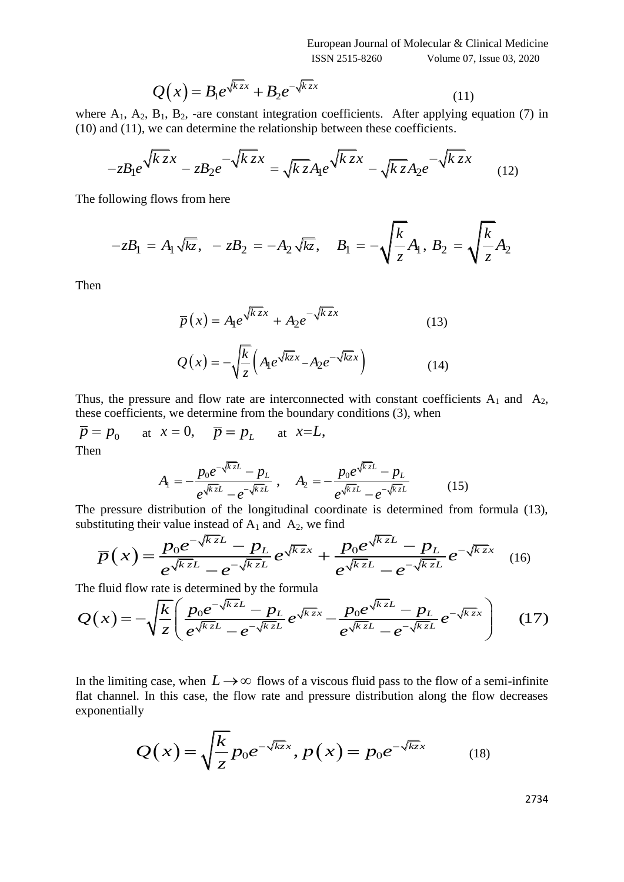$$Q(x) = B_1 e^{\sqrt{kz}x} + B_2 e^{-\sqrt{kz}x} \tag{11}$$

where $A_1$, $A_2$, $B_1$, $B_2$, -are constant integration coefficients. After applying equation (7) in (10) and (11), we can determine the relationship between these coefficients.

$$-zB_1 e^{\sqrt{kz}x} - zB_2 e^{-\sqrt{kz}x} = \sqrt{kz}A_1 e^{\sqrt{kz}x} - \sqrt{kz}A_2 e^{-\sqrt{kz}x} \tag{12}$$

The following flows from here

$$-zB_1 = A_1\sqrt{kz}, \; -zB_2 = -A_2\sqrt{kz}, \quad B_1 = -\sqrt{\frac{k}{z}}A_1, \; B_2 = \sqrt{\frac{k}{z}}A_2$$

Then

$$\overline{p}(x) = A_1 e^{\sqrt{kz}x} + A_2 e^{-\sqrt{kz}x} \tag{13}$$

$$Q(x) = -\sqrt{\frac{k}{z}}\left(A_1 e^{\sqrt{kz}x} - A_2 e^{-\sqrt{kz}x}\right) \tag{14}$$

Thus, the pressure and flow rate are interconnected with constant coefficients $A_1$ and $A_2$, these coefficients, we determine from the boundary conditions (3), when

$\overline{p} = p_0$ at $x = 0$, $\overline{p} = p_L$ at $x=L$,

Then

$$A_1 = -\frac{p_0 e^{-\sqrt{kz}L} - p_L}{e^{\sqrt{kz}L} - e^{-\sqrt{kz}L}}, \quad A_2 = -\frac{p_0 e^{\sqrt{kz}L} - p_L}{e^{\sqrt{kz}L} - e^{-\sqrt{kz}L}} \tag{15}$$

The pressure distribution of the longitudinal coordinate is determined from formula (13), substituting their value instead of $A_1$ and $A_2$, we find

$$\overline{p}(x) = \frac{p_0 e^{-\sqrt{kz}L} - p_L}{e^{\sqrt{kz}L} - e^{-\sqrt{kz}L}} e^{\sqrt{kz}x} + \frac{p_0 e^{\sqrt{kz}L} - p_L}{e^{\sqrt{kz}L} - e^{-\sqrt{kz}L}} e^{-\sqrt{kz}x} \tag{16}$$

The fluid flow rate is determined by the formula

$$Q(x) = -\sqrt{\frac{k}{z}}\left(\frac{p_0 e^{-\sqrt{kz}L} - p_L}{e^{\sqrt{kz}L} - e^{-\sqrt{kz}L}} e^{\sqrt{kz}x} - \frac{p_0 e^{\sqrt{kz}L} - p_L}{e^{\sqrt{kz}L} - e^{-\sqrt{kz}L}} e^{-\sqrt{kz}x}\right) \tag{17}$$

In the limiting case, when $L \to \infty$ flows of a viscous fluid pass to the flow of a semi-infinite flat channel. In this case, the flow rate and pressure distribution along the flow decreases exponentially

$$Q(x) = \sqrt{\frac{k}{z}} p_0 e^{-\sqrt{kz}x}, \; p(x) = p_0 e^{-\sqrt{kz}x} \tag{18}$$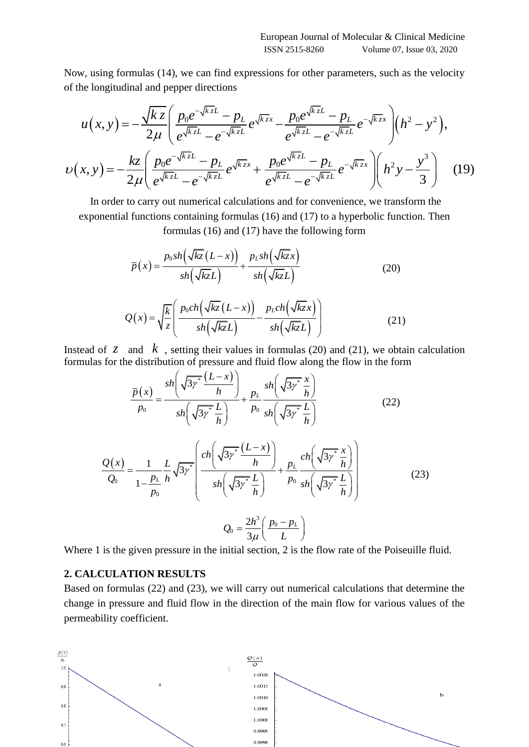Now, using formulas (14), we can find expressions for other parameters, such as the velocity of the longitudinal and pepper directions

$$u(x,y) = -\frac{\sqrt{kz}}{2\mu}\left(\frac{p_0 e^{-\sqrt{kz}L} - p_L}{e^{\sqrt{kz}L} - e^{-\sqrt{kz}L}} e^{\sqrt{kz}x} - \frac{p_0 e^{\sqrt{kz}L} - p_L}{e^{\sqrt{kz}L} - e^{-\sqrt{kz}L}} e^{-\sqrt{kz}x}\right)\left(h^2 - y^2\right),$$

$$\upsilon(x,y) = -\frac{kz}{2\mu}\left(\frac{p_0 e^{-\sqrt{kz}L} - p_L}{e^{\sqrt{kz}L} - e^{-\sqrt{kz}L}} e^{\sqrt{kz}x} + \frac{p_0 e^{\sqrt{kz}L} - p_L}{e^{\sqrt{kz}L} - e^{-\sqrt{kz}L}} e^{-\sqrt{kz}x}\right)\left(h^2 y - \frac{y^3}{3}\right) \quad (19)$$

In order to carry out numerical calculations and for convenience, we transform the exponential functions containing formulas (16) and (17) to a hyperbolic function. Then formulas (16) and (17) have the following form

$$\overline{p}(x) = \frac{p_0 sh\left(\sqrt{kz}(L-x)\right)}{sh\left(\sqrt{kz}L\right)} + \frac{p_L sh\left(\sqrt{kz}x\right)}{sh\left(\sqrt{kz}L\right)} \quad (20)$$

$$Q(x) = \sqrt{\frac{k}{z}}\left(\frac{p_0 ch\left(\sqrt{kz}(L-x)\right)}{sh\left(\sqrt{kz}L\right)} - \frac{p_L ch\left(\sqrt{kz}x\right)}{sh\left(\sqrt{kz}L\right)}\right) \quad (21)$$

Instead of $z$ and $k$, setting their values in formulas (20) and (21), we obtain calculation formulas for the distribution of pressure and fluid flow along the flow in the form

$$\frac{\overline{p}(x)}{p_0} = \frac{sh\left(\sqrt{3\gamma^*}\frac{(L-x)}{h}\right)}{sh\left(\sqrt{3\gamma^*}\frac{L}{h}\right)} + \frac{p_L}{p_0}\frac{sh\left(\sqrt{3\gamma^*}\frac{x}{h}\right)}{sh\left(\sqrt{3\gamma^*}\frac{L}{h}\right)} \quad (22)$$

$$\frac{Q(x)}{Q_0} = \frac{1}{1-\frac{p_L}{p_0}}\frac{L}{h}\sqrt{3\gamma^*}\left(\frac{ch\left(\sqrt{3\gamma^*}\frac{(L-x)}{h}\right)}{sh\left(\sqrt{3\gamma^*}\frac{L}{h}\right)} + \frac{p_L}{p_0}\frac{ch\left(\sqrt{3\gamma^*}\frac{x}{h}\right)}{sh\left(\sqrt{3\gamma^*}\frac{L}{h}\right)}\right) \quad (23)$$

$$Q_0 = \frac{2h^3}{3\mu}\left(\frac{p_0 - p_L}{L}\right)$$

Where 1 is the given pressure in the initial section, 2 is the flow rate of the Poiseuille fluid.

## 2. CALCULATION RESULTS

Based on formulas (22) and (23), we will carry out numerical calculations that determine the change in pressure and fluid flow in the direction of the main flow for various values of the permeability coefficient.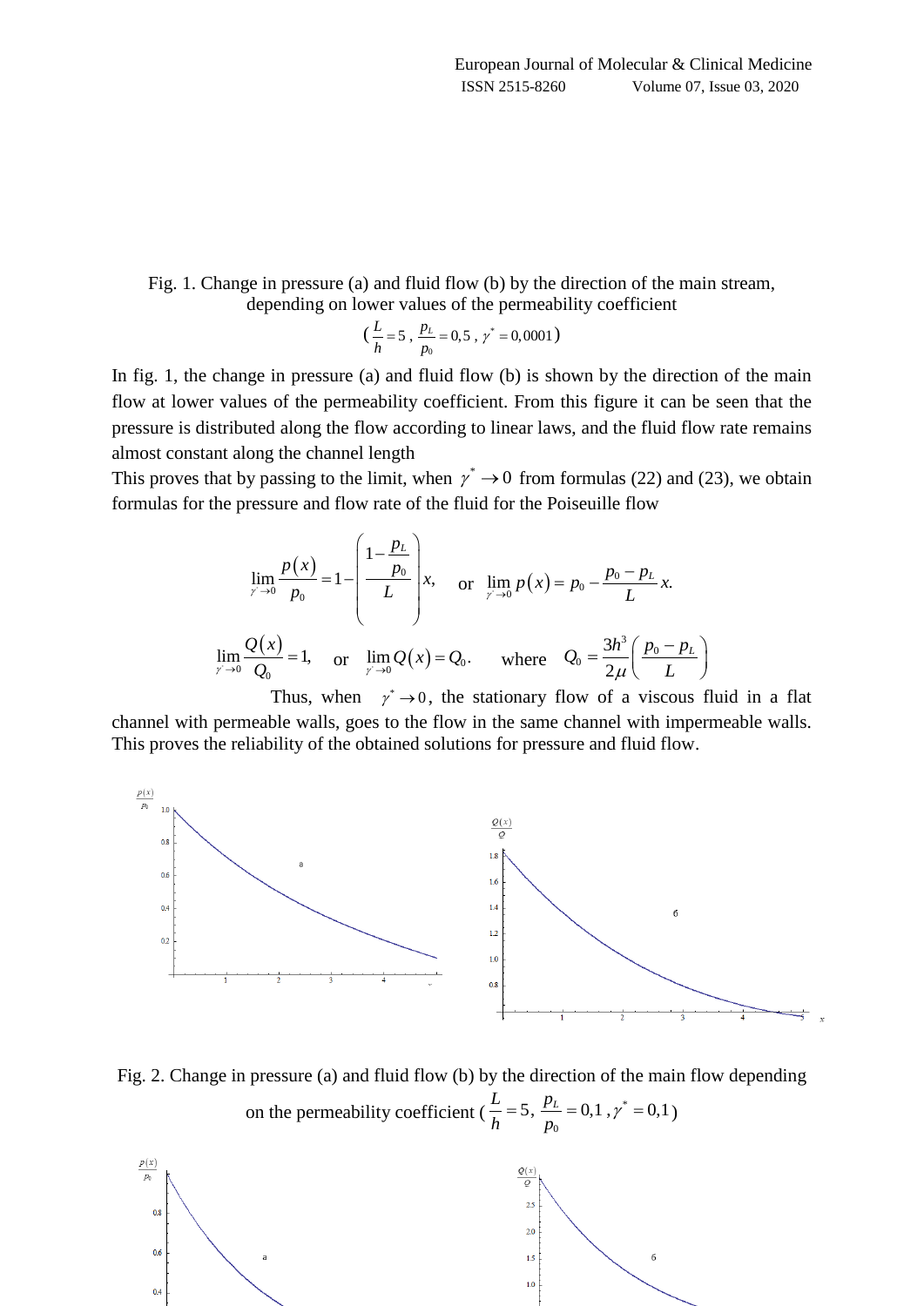Fig. 1. Change in pressure (a) and fluid flow (b) by the direction of the main stream, depending on lower values of the permeability coefficient

$$\left(\frac{L}{h}=5\ ,\ \frac{p_L}{p_0}=0{,}5\ ,\ \gamma^*=0{,}0001\right)$$

In fig. 1, the change in pressure (a) and fluid flow (b) is shown by the direction of the main flow at lower values of the permeability coefficient. From this figure it can be seen that the pressure is distributed along the flow according to linear laws, and the fluid flow rate remains almost constant along the channel length

This proves that by passing to the limit, when $\gamma^* \to 0$ from formulas (22) and (23), we obtain formulas for the pressure and flow rate of the fluid for the Poiseuille flow

$$\lim_{\gamma^*\to 0}\frac{p(x)}{p_0}=1-\left(\frac{1-\frac{p_L}{p_0}}{L}\right)x, \quad \text{or} \quad \lim_{\gamma^*\to 0}p(x)=p_0-\frac{p_0-p_L}{L}x.$$

$$\lim_{\gamma^*\to 0}\frac{Q(x)}{Q_0}=1, \quad \text{or} \quad \lim_{\gamma^*\to 0}Q(x)=Q_0. \quad \text{where} \quad Q_0=\frac{3h^3}{2\mu}\left(\frac{p_0-p_L}{L}\right)$$

Thus, when $\gamma^* \to 0$, the stationary flow of a viscous fluid in a flat channel with permeable walls, goes to the flow in the same channel with impermeable walls. This proves the reliability of the obtained solutions for pressure and fluid flow.

Fig. 2. Change in pressure (a) and fluid flow (b) by the direction of the main flow depending on the permeability coefficient $\left(\frac{L}{h}=5,\ \frac{p_L}{p_0}=0{,}1\ ,\gamma^*=0{,}1\right)$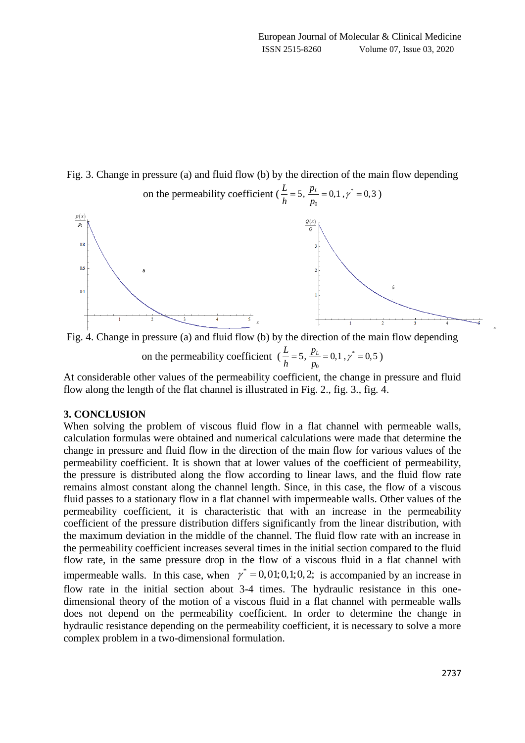Fig. 3. Change in pressure (a) and fluid flow (b) by the direction of the main flow depending on the permeability coefficient ($\frac{L}{h}=5,\ \frac{p_L}{p_0}=0,1\ ,\gamma^*=0,3$)

Fig. 4. Change in pressure (a) and fluid flow (b) by the direction of the main flow depending on the permeability coefficient ($\frac{L}{h}=5,\ \frac{p_L}{p_0}=0,1\ ,\gamma^*=0,5$)

At considerable other values of the permeability coefficient, the change in pressure and fluid flow along the length of the flat channel is illustrated in Fig. 2., fig. 3., fig. 4.

## 3. CONCLUSION

When solving the problem of viscous fluid flow in a flat channel with permeable walls, calculation formulas were obtained and numerical calculations were made that determine the change in pressure and fluid flow in the direction of the main flow for various values of the permeability coefficient. It is shown that at lower values of the coefficient of permeability, the pressure is distributed along the flow according to linear laws, and the fluid flow rate remains almost constant along the channel length. Since, in this case, the flow of a viscous fluid passes to a stationary flow in a flat channel with impermeable walls. Other values of the permeability coefficient, it is characteristic that with an increase in the permeability coefficient of the pressure distribution differs significantly from the linear distribution, with the maximum deviation in the middle of the channel. The fluid flow rate with an increase in the permeability coefficient increases several times in the initial section compared to the fluid flow rate, in the same pressure drop in the flow of a viscous fluid in a flat channel with impermeable walls. In this case, when $\gamma^*=0,01;0,1;0,2;$ is accompanied by an increase in flow rate in the initial section about 3-4 times. The hydraulic resistance in this one-dimensional theory of the motion of a viscous fluid in a flat channel with permeable walls does not depend on the permeability coefficient. In order to determine the change in hydraulic resistance depending on the permeability coefficient, it is necessary to solve a more complex problem in a two-dimensional formulation.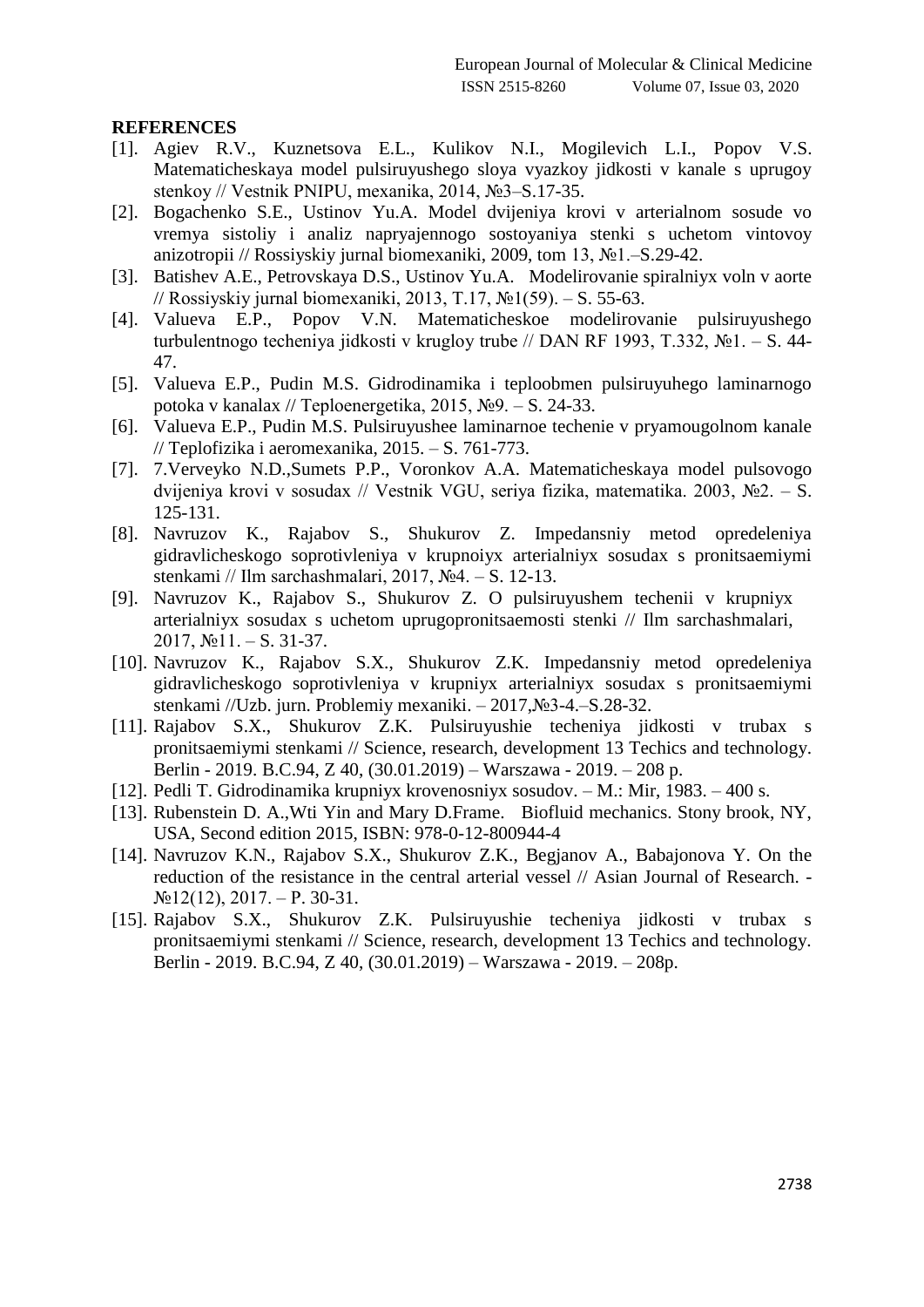## REFERENCES

[1]. Agiev R.V., Kuznetsova E.L., Kulikov N.I., Mogilevich L.I., Popov V.S. Matematicheskaya model pulsiruyushego sloya vyazkoy jidkosti v kanale s uprugoy stenkoy // Vestnik PNIPU, mexanika, 2014, №3–S.17-35.

[2]. Bogachenko S.E., Ustinov Yu.A. Model dvijeniya krovi v arterialnom sosude vo vremya sistoliy i analiz napryajennogo sostoyaniya stenki s uchetom vintovoy anizotropii // Rossiyskiy jurnal biomexaniki, 2009, tom 13, №1.–S.29-42.

[3]. Batishev A.E., Petrovskaya D.S., Ustinov Yu.A. Modelirovanie spiralniyx voln v aorte // Rossiyskiy jurnal biomexaniki, 2013, T.17, №1(59). – S. 55-63.

[4]. Valueva E.P., Popov V.N. Matematicheskoe modelirovanie pulsiruyushego turbulentnogo techeniya jidkosti v krugloy trube // DAN RF 1993, T.332, №1. – S. 44-47.

[5]. Valueva E.P., Pudin M.S. Gidrodinamika i teploobmen pulsiruyuhego laminarnogo potoka v kanalax // Teploenergetika, 2015, №9. – S. 24-33.

[6]. Valueva E.P., Pudin M.S. Pulsiruyushee laminarnoe techenie v pryamougolnom kanale // Teplofizika i aeromexanika, 2015. – S. 761-773.

[7]. 7.Verveyko N.D.,Sumets P.P., Voronkov A.A. Matematicheskaya model pulsovogo dvijeniya krovi v sosudax // Vestnik VGU, seriya fizika, matematika. 2003, №2. – S. 125-131.

[8]. Navruzov K., Rajabov S., Shukurov Z. Impedansniy metod opredeleniya gidravlicheskogo soprotivleniya v krupnoiyx arterialniyx sosudax s pronitsaemiymi stenkami // Ilm sarchashmalari, 2017, №4. – S. 12-13.

[9]. Navruzov K., Rajabov S., Shukurov Z. O pulsiruyushem techenii v krupniyx arterialniyx sosudax s uchetom uprugopronitsaemosti stenki // Ilm sarchashmalari, 2017, №11. – S. 31-37.

[10]. Navruzov K., Rajabov S.X., Shukurov Z.K. Impedansniy metod opredeleniya gidravlicheskogo soprotivleniya v krupniyx arterialniyx sosudax s pronitsaemiymi stenkami //Uzb. jurn. Problemiy mexaniki. – 2017,№3-4.–S.28-32.

[11]. Rajabov S.X., Shukurov Z.K. Pulsiruyushie techeniya jidkosti v trubax s pronitsaemiymi stenkami // Science, research, development 13 Techics and technology. Berlin - 2019. B.C.94, Z 40, (30.01.2019) – Warszawa - 2019. – 208 p.

[12]. Pedli T. Gidrodinamika krupniyx krovenosniyx sosudov. – M.: Mir, 1983. – 400 s.

[13]. Rubenstein D. A.,Wti Yin and Mary D.Frame. Biofluid mechanics. Stony brook, NY, USA, Second edition 2015, ISBN: 978-0-12-800944-4

[14]. Navruzov K.N., Rajabov S.X., Shukurov Z.K., Begjanov A., Babajonova Y. On the reduction of the resistance in the central arterial vessel // Asian Journal of Research. - №12(12), 2017. – P. 30-31.

[15]. Rajabov S.X., Shukurov Z.K. Pulsiruyushie techeniya jidkosti v trubax s pronitsaemiymi stenkami // Science, research, development 13 Techics and technology. Berlin - 2019. B.C.94, Z 40, (30.01.2019) – Warszawa - 2019. – 208p.